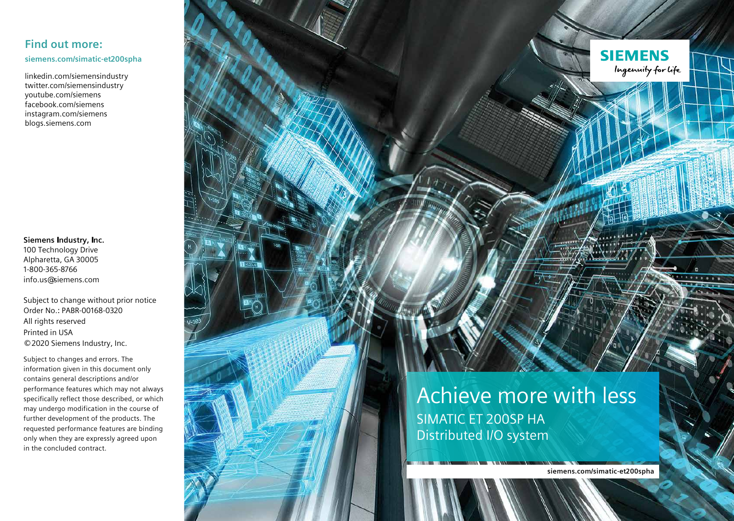## Find out more:

**siemens.com/simatic-et200spha**

linkedin.com/siemensindustry
twitter.com/siemensindustry
youtube.com/siemens
facebook.com/siemens
instagram.com/siemens
blogs.siemens.com

**Siemens Industry, Inc.**
100 Technology Drive
Alpharetta, GA 30005
1-800-365-8766
info.us@siemens.com

Subject to change without prior notice
Order No.: PABR-00168-0320
All rights reserved
Printed in USA
©2020 Siemens Industry, Inc.

Subject to changes and errors. The information given in this document only contains general descriptions and/or performance features which may not always specifically reflect those described, or which may undergo modification in the course of further development of the products. The requested performance features are binding only when they are expressly agreed upon in the concluded contract.

SIEMENS
*Ingenuity for life*

# Achieve more with less

SIMATIC ET 200SP HA
Distributed I/O system

**siemens.com/simatic-et200spha**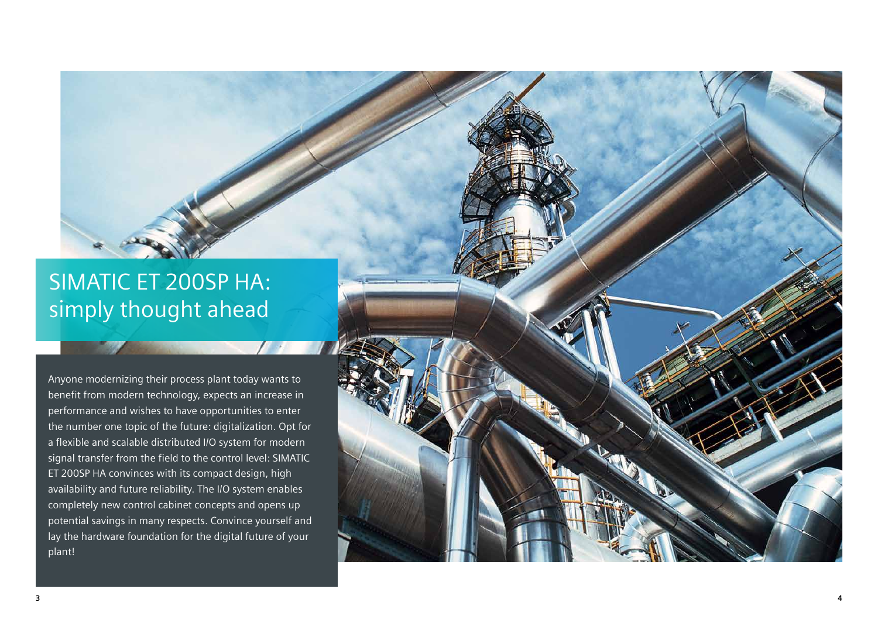# SIMATIC ET 200SP HA: simply thought ahead

Anyone modernizing their process plant today wants to benefit from modern technology, expects an increase in performance and wishes to have opportunities to enter the number one topic of the future: digitalization. Opt for a flexible and scalable distributed I/O system for modern signal transfer from the field to the control level: SIMATIC ET 200SP HA convinces with its compact design, high availability and future reliability. The I/O system enables completely new control cabinet concepts and opens up potential savings in many respects. Convince yourself and lay the hardware foundation for the digital future of your plant!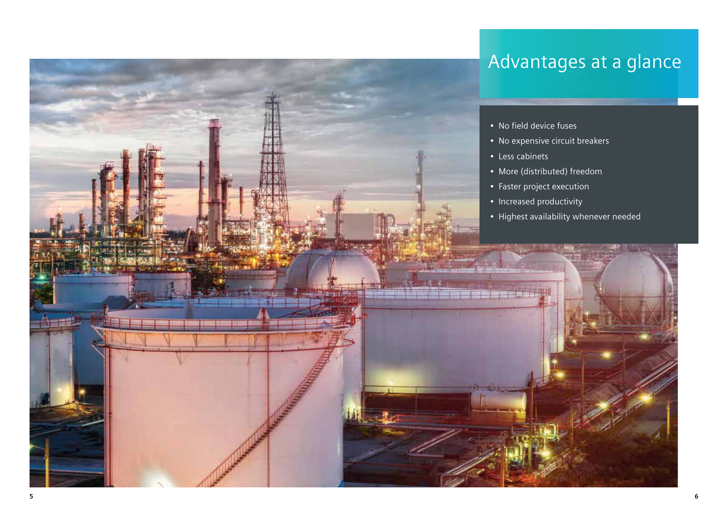## Advantages at a glance

- No field device fuses
- No expensive circuit breakers
- Less cabinets
- More (distributed) freedom
- Faster project execution
- Increased productivity
- Highest availability whenever needed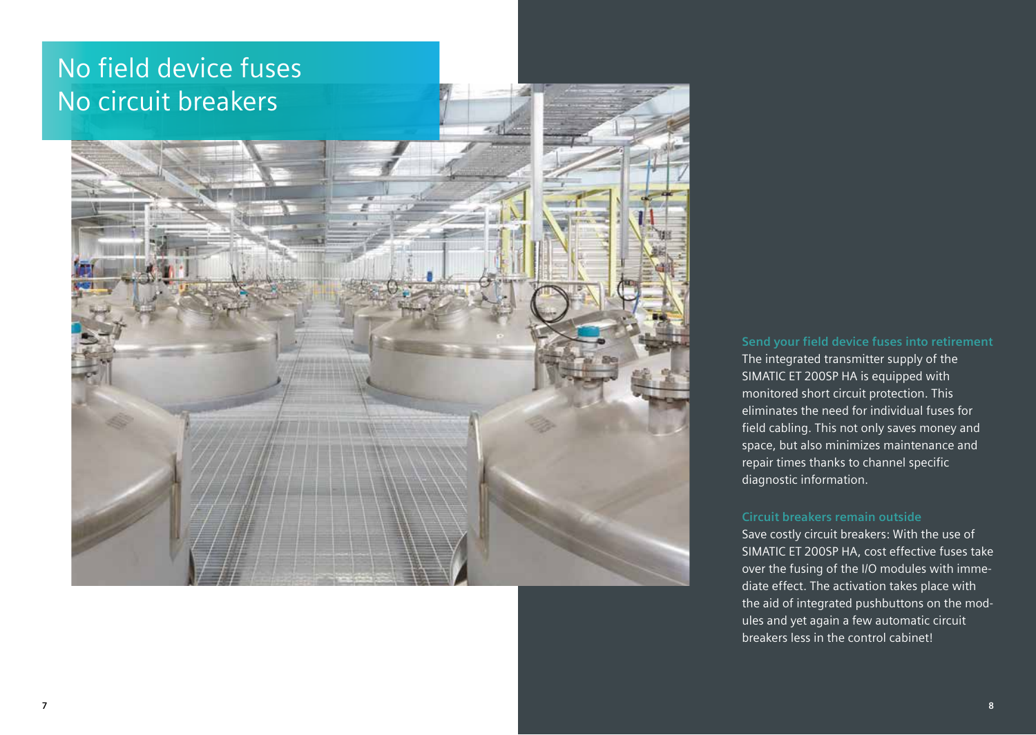# No field device fuses
# No circuit breakers

### Send your field device fuses into retirement

The integrated transmitter supply of the SIMATIC ET 200SP HA is equipped with monitored short circuit protection. This eliminates the need for individual fuses for field cabling. This not only saves money and space, but also minimizes maintenance and repair times thanks to channel specific diagnostic information.

### Circuit breakers remain outside

Save costly circuit breakers: With the use of SIMATIC ET 200SP HA, cost effective fuses take over the fusing of the I/O modules with immediate effect. The activation takes place with the aid of integrated pushbuttons on the modules and yet again a few automatic circuit breakers less in the control cabinet!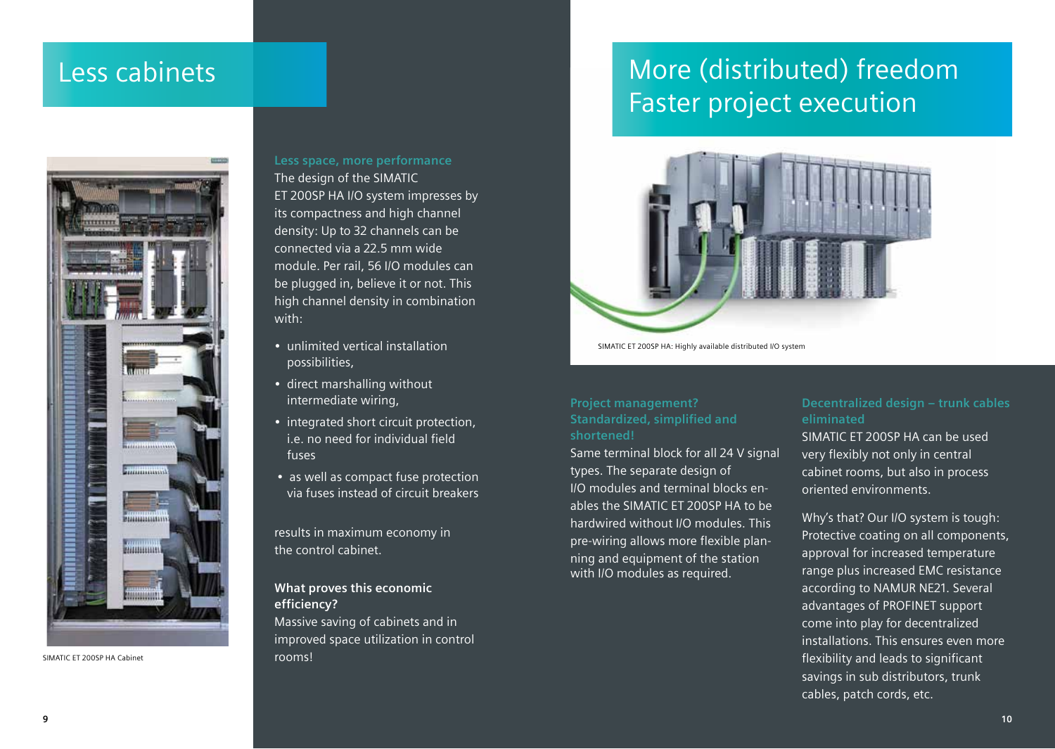# Less cabinets

SIMATIC ET 200SP HA Cabinet

### Less space, more performance

The design of the SIMATIC ET 200SP HA I/O system impresses by its compactness and high channel density: Up to 32 channels can be connected via a 22.5 mm wide module. Per rail, 56 I/O modules can be plugged in, believe it or not. This high channel density in combination with:

- unlimited vertical installation possibilities,
- direct marshalling without intermediate wiring,
- integrated short circuit protection, i.e. no need for individual field fuses
- as well as compact fuse protection via fuses instead of circuit breakers

results in maximum economy in the control cabinet.

**What proves this economic efficiency?**
Massive saving of cabinets and in improved space utilization in control rooms!

# More (distributed) freedom Faster project execution

SIMATIC ET 200SP HA: Highly available distributed I/O system

### Project management? Standardized, simplified and shortened!

Same terminal block for all 24 V signal types. The separate design of I/O modules and terminal blocks enables the SIMATIC ET 200SP HA to be hardwired without I/O modules. This pre-wiring allows more flexible planning and equipment of the station with I/O modules as required.

### Decentralized design – trunk cables eliminated

SIMATIC ET 200SP HA can be used very flexibly not only in central cabinet rooms, but also in process oriented environments.

Why's that? Our I/O system is tough: Protective coating on all components, approval for increased temperature range plus increased EMC resistance according to NAMUR NE21. Several advantages of PROFINET support come into play for decentralized installations. This ensures even more flexibility and leads to significant savings in sub distributors, trunk cables, patch cords, etc.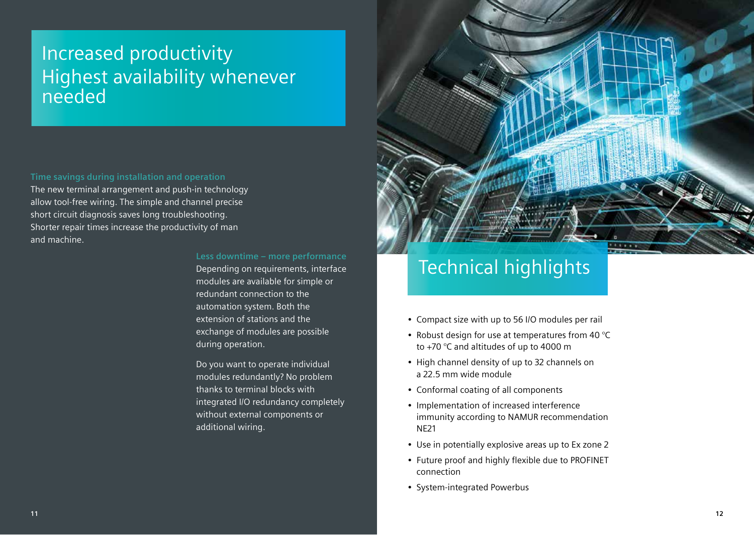# Increased productivity
# Highest availability whenever needed

### Time savings during installation and operation

The new terminal arrangement and push-in technology allow tool-free wiring. The simple and channel precise short circuit diagnosis saves long troubleshooting. Shorter repair times increase the productivity of man and machine.

### Less downtime – more performance

Depending on requirements, interface modules are available for simple or redundant connection to the automation system. Both the extension of stations and the exchange of modules are possible during operation.

Do you want to operate individual modules redundantly? No problem thanks to terminal blocks with integrated I/O redundancy completely without external components or additional wiring.

# Technical highlights

- Compact size with up to 56 I/O modules per rail
- Robust design for use at temperatures from 40 °C to +70 °C and altitudes of up to 4000 m
- High channel density of up to 32 channels on a 22.5 mm wide module
- Conformal coating of all components
- Implementation of increased interference immunity according to NAMUR recommendation NE21
- Use in potentially explosive areas up to Ex zone 2
- Future proof and highly flexible due to PROFINET connection
- System-integrated Powerbus